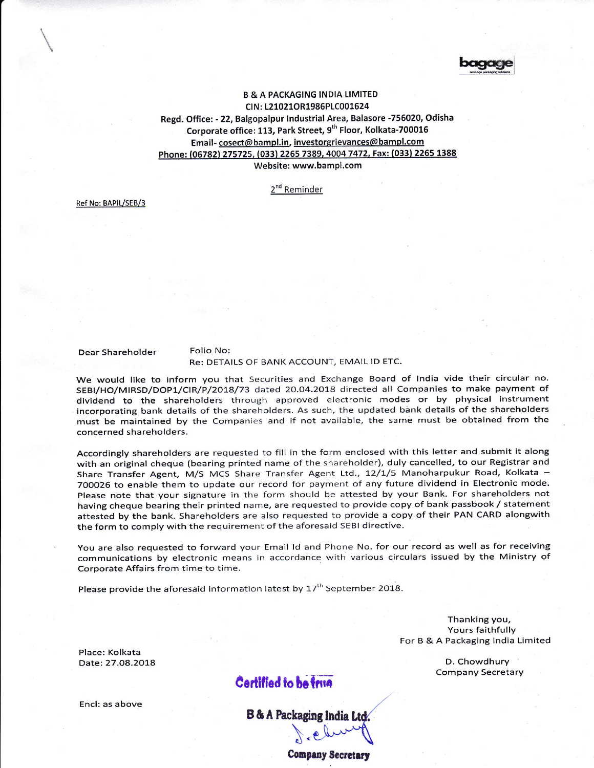bagage

**B & A PACKAGING INDIA LIMITED**
**CIN: L21021OR1986PLC001624**
**Regd. Office: - 22, Balgopalpur Industrial Area, Balasore -756020, Odisha**
**Corporate office: 113, Park Street, 9th Floor, Kolkata-700016**
**Email- cosect@bampl.in, investorgrievances@bampl.com**
**Phone: (06782) 275725, (033) 2265 7389, 4004 7472, Fax: (033) 2265 1388**
**Website: www.bampl.com**

2nd Reminder

Ref No: BAPIL/SEB/3

Dear Shareholder

Folio No:

Re: DETAILS OF BANK ACCOUNT, EMAIL ID ETC.

We would like to inform you that Securities and Exchange Board of India vide their circular no. SEBI/HO/MIRSD/DOP1/CIR/P/2018/73 dated 20.04.2018 directed all Companies to make payment of dividend to the shareholders through approved electronic modes or by physical instrument incorporating bank details of the shareholders. As such, the updated bank details of the shareholders must be maintained by the Companies and if not available, the same must be obtained from the concerned shareholders.

Accordingly shareholders are requested to fill in the form enclosed with this letter and submit it along with an original cheque (bearing printed name of the shareholder), duly cancelled, to our Registrar and Share Transfer Agent, M/S MCS Share Transfer Agent Ltd., 12/1/5 Manoharpukur Road, Kolkata – 700026 to enable them to update our record for payment of any future dividend in Electronic mode. Please note that your signature in the form should be attested by your Bank. For shareholders not having cheque bearing their printed name, are requested to provide copy of bank passbook / statement attested by the bank. Shareholders are also requested to provide a copy of their PAN CARD alongwith the form to comply with the requirement of the aforesaid SEBI directive.

You are also requested to forward your Email Id and Phone No. for our record as well as for receiving communications by electronic means in accordance with various circulars issued by the Ministry of Corporate Affairs from time to time.

Please provide the aforesaid information latest by 17th September 2018.

Thanking you,
Yours faithfully
For B & A Packaging India Limited

D. Chowdhury
Company Secretary

Place: Kolkata
Date: 27.08.2018

Encl: as above

Certified to be true

B & A Packaging India Ltd.

Company Secretary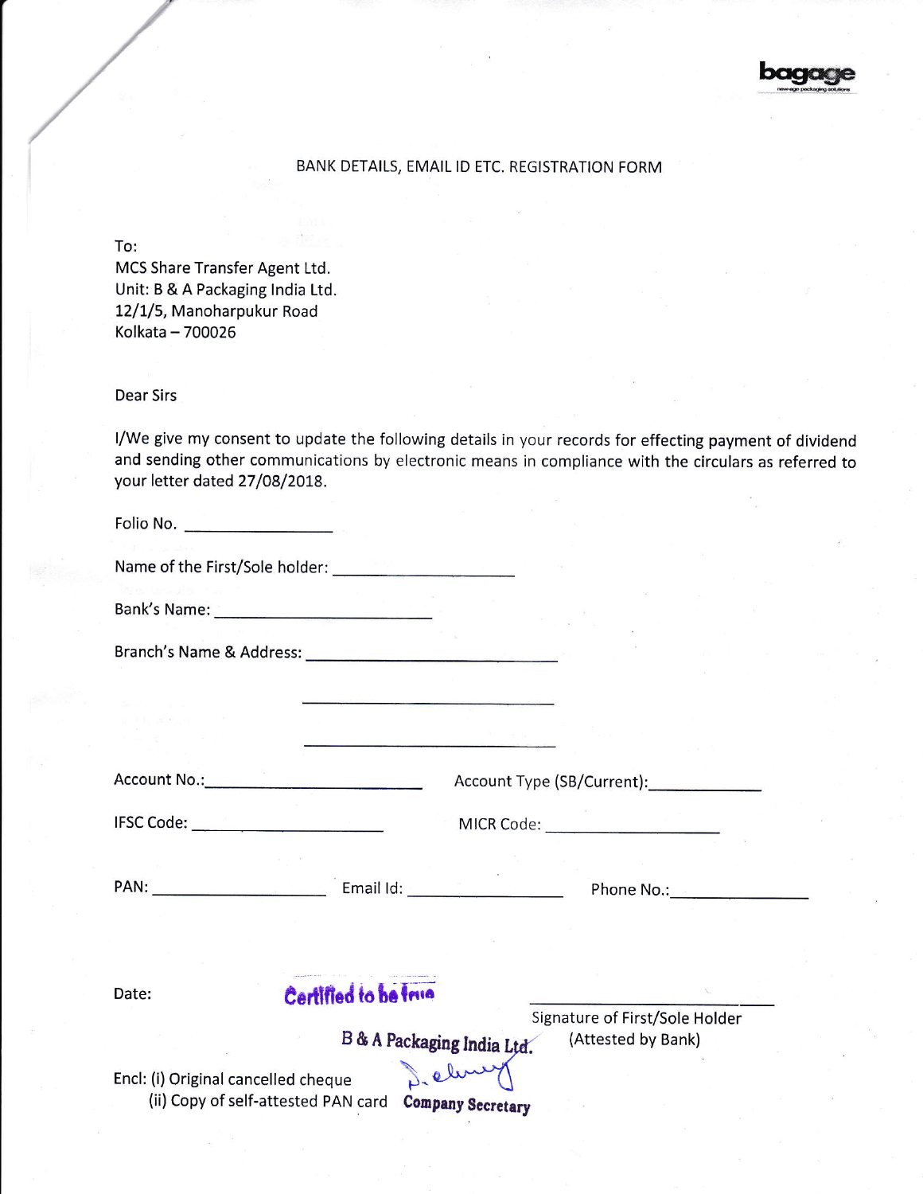bagage

new-age packaging solutions

BANK DETAILS, EMAIL ID ETC. REGISTRATION FORM

To:
MCS Share Transfer Agent Ltd.
Unit: B & A Packaging India Ltd.
12/1/5, Manoharpukur Road
Kolkata – 700026

Dear Sirs

I/We give my consent to update the following details in your records for effecting payment of dividend and sending other communications by electronic means in compliance with the circulars as referred to your letter dated 27/08/2018.

Folio No. ________________

Name of the First/Sole holder: ____________________

Bank's Name: ________________________

Branch's Name & Address: ____________________________

____________________________

____________________________

Account No.: ________________________ Account Type (SB/Current): ____________

IFSC Code: _____________________ MICR Code: ___________________

PAN: ___________________ Email Id: _________________ Phone No.: _______________

Date:

Certified to be true

B & A Packaging India Ltd.

Company Secretary

______________________
Signature of First/Sole Holder
(Attested by Bank)

Encl: (i) Original cancelled cheque
(ii) Copy of self-attested PAN card